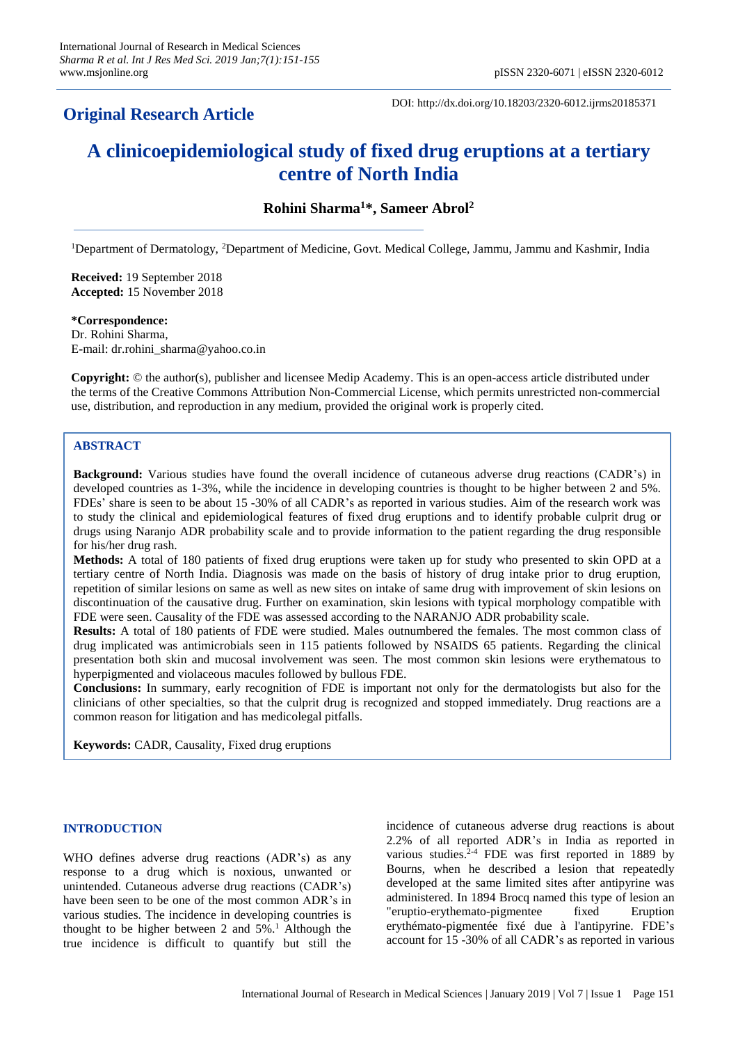**Original Research Article**

DOI: http://dx.doi.org/10.18203/2320-6012.ijrms20185371

# A clinicoepidemiological study of fixed drug eruptions at a tertiary centre of North India

**Rohini Sharma[1]*, Sameer Abrol[2]**

[1]Department of Dermatology, [2]Department of Medicine, Govt. Medical College, Jammu, Jammu and Kashmir, India

**Received:** 19 September 2018
**Accepted:** 15 November 2018

***Correspondence:**
Dr. Rohini Sharma,
E-mail: dr.rohini_sharma@yahoo.co.in

**Copyright:** © the author(s), publisher and licensee Medip Academy. This is an open-access article distributed under the terms of the Creative Commons Attribution Non-Commercial License, which permits unrestricted non-commercial use, distribution, and reproduction in any medium, provided the original work is properly cited.

## ABSTRACT

**Background:** Various studies have found the overall incidence of cutaneous adverse drug reactions (CADR's) in developed countries as 1-3%, while the incidence in developing countries is thought to be higher between 2 and 5%. FDEs' share is seen to be about 15 -30% of all CADR's as reported in various studies. Aim of the research work was to study the clinical and epidemiological features of fixed drug eruptions and to identify probable culprit drug or drugs using Naranjo ADR probability scale and to provide information to the patient regarding the drug responsible for his/her drug rash.

**Methods:** A total of 180 patients of fixed drug eruptions were taken up for study who presented to skin OPD at a tertiary centre of North India. Diagnosis was made on the basis of history of drug intake prior to drug eruption, repetition of similar lesions on same as well as new sites on intake of same drug with improvement of skin lesions on discontinuation of the causative drug. Further on examination, skin lesions with typical morphology compatible with FDE were seen. Causality of the FDE was assessed according to the NARANJO ADR probability scale.

**Results:** A total of 180 patients of FDE were studied. Males outnumbered the females. The most common class of drug implicated was antimicrobials seen in 115 patients followed by NSAIDS 65 patients. Regarding the clinical presentation both skin and mucosal involvement was seen. The most common skin lesions were erythematous to hyperpigmented and violaceous macules followed by bullous FDE.

**Conclusions:** In summary, early recognition of FDE is important not only for the dermatologists but also for the clinicians of other specialties, so that the culprit drug is recognized and stopped immediately. Drug reactions are a common reason for litigation and has medicolegal pitfalls.

**Keywords:** CADR, Causality, Fixed drug eruptions

## INTRODUCTION

WHO defines adverse drug reactions (ADR's) as any response to a drug which is noxious, unwanted or unintended. Cutaneous adverse drug reactions (CADR's) have been seen to be one of the most common ADR's in various studies. The incidence in developing countries is thought to be higher between 2 and 5%.[1] Although the true incidence is difficult to quantify but still the incidence of cutaneous adverse drug reactions is about 2.2% of all reported ADR's in India as reported in various studies.[2-4] FDE was first reported in 1889 by Bourns, when he described a lesion that repeatedly developed at the same limited sites after antipyrine was administered. In 1894 Brocq named this type of lesion an "eruptio-erythemato-pigmentee fixed Eruption erythémato-pigmentée fixé due à l'antipyrine. FDE's account for 15 -30% of all CADR's as reported in various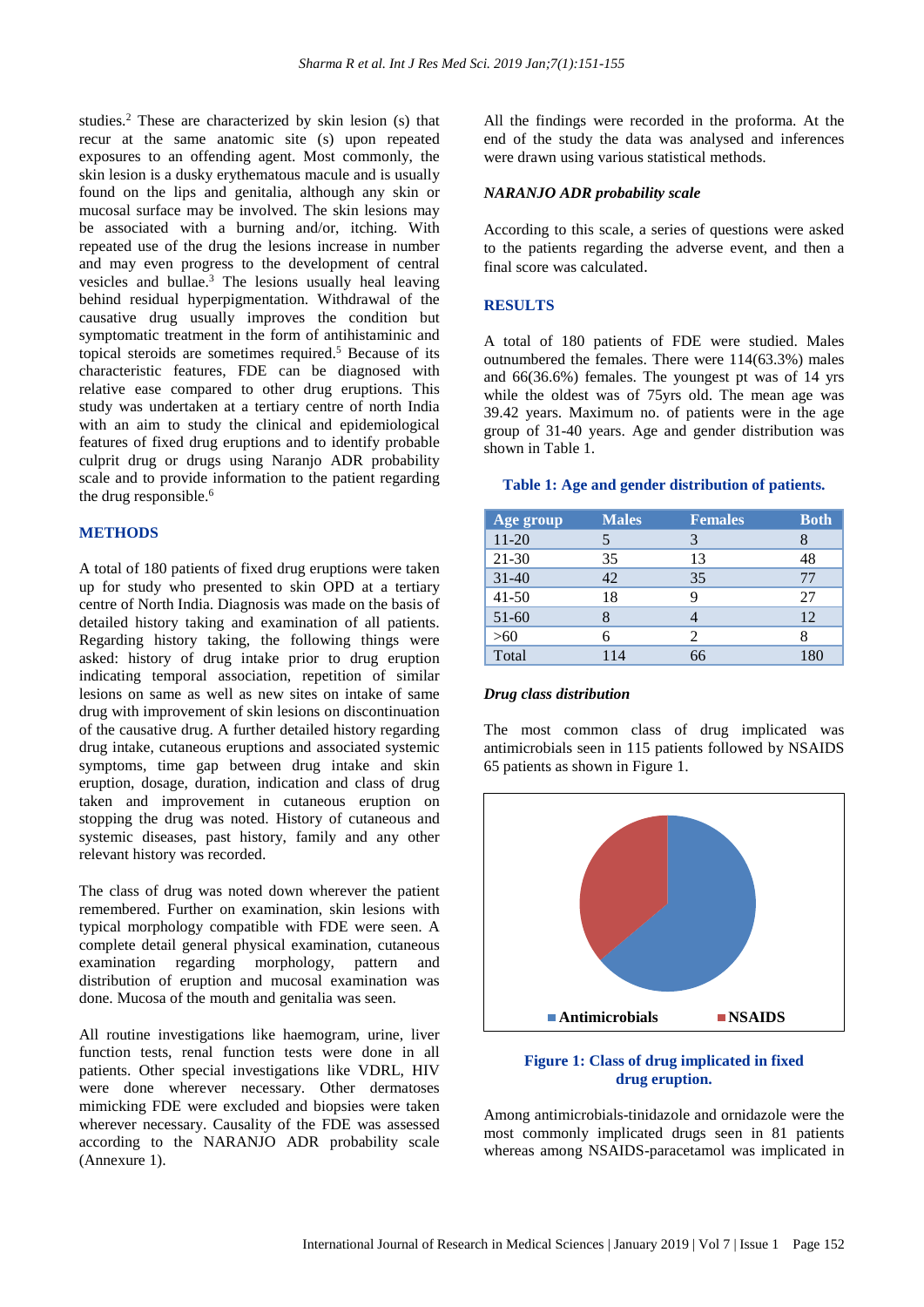studies.[2] These are characterized by skin lesion (s) that recur at the same anatomic site (s) upon repeated exposures to an offending agent. Most commonly, the skin lesion is a dusky erythematous macule and is usually found on the lips and genitalia, although any skin or mucosal surface may be involved. The skin lesions may be associated with a burning and/or, itching. With repeated use of the drug the lesions increase in number and may even progress to the development of central vesicles and bullae.[3] The lesions usually heal leaving behind residual hyperpigmentation. Withdrawal of the causative drug usually improves the condition but symptomatic treatment in the form of antihistaminic and topical steroids are sometimes required.[5] Because of its characteristic features, FDE can be diagnosed with relative ease compared to other drug eruptions. This study was undertaken at a tertiary centre of north India with an aim to study the clinical and epidemiological features of fixed drug eruptions and to identify probable culprit drug or drugs using Naranjo ADR probability scale and to provide information to the patient regarding the drug responsible.[6]

## METHODS

A total of 180 patients of fixed drug eruptions were taken up for study who presented to skin OPD at a tertiary centre of North India. Diagnosis was made on the basis of detailed history taking and examination of all patients. Regarding history taking, the following things were asked: history of drug intake prior to drug eruption indicating temporal association, repetition of similar lesions on same as well as new sites on intake of same drug with improvement of skin lesions on discontinuation of the causative drug. A further detailed history regarding drug intake, cutaneous eruptions and associated systemic symptoms, time gap between drug intake and skin eruption, dosage, duration, indication and class of drug taken and improvement in cutaneous eruption on stopping the drug was noted. History of cutaneous and systemic diseases, past history, family and any other relevant history was recorded.

The class of drug was noted down wherever the patient remembered. Further on examination, skin lesions with typical morphology compatible with FDE were seen. A complete detail general physical examination, cutaneous examination regarding morphology, pattern and distribution of eruption and mucosal examination was done. Mucosa of the mouth and genitalia was seen.

All routine investigations like haemogram, urine, liver function tests, renal function tests were done in all patients. Other special investigations like VDRL, HIV were done wherever necessary. Other dermatoses mimicking FDE were excluded and biopsies were taken wherever necessary. Causality of the FDE was assessed according to the NARANJO ADR probability scale (Annexure 1).

All the findings were recorded in the proforma. At the end of the study the data was analysed and inferences were drawn using various statistical methods.

### *NARANJO ADR probability scale*

According to this scale, a series of questions were asked to the patients regarding the adverse event, and then a final score was calculated.

## RESULTS

A total of 180 patients of FDE were studied. Males outnumbered the females. There were 114(63.3%) males and 66(36.6%) females. The youngest pt was of 14 yrs while the oldest was of 75yrs old. The mean age was 39.42 years. Maximum no. of patients were in the age group of 31-40 years. Age and gender distribution was shown in Table 1.

**Table 1: Age and gender distribution of patients.**

| Age group | Males | Females | Both |
|---|---|---|---|
| 11-20 | 5 | 3 | 8 |
| 21-30 | 35 | 13 | 48 |
| 31-40 | 42 | 35 | 77 |
| 41-50 | 18 | 9 | 27 |
| 51-60 | 8 | 4 | 12 |
| >60 | 6 | 2 | 8 |
| Total | 114 | 66 | 180 |

### *Drug class distribution*

The most common class of drug implicated was antimicrobials seen in 115 patients followed by NSAIDS 65 patients as shown in Figure 1.

**Figure 1: Class of drug implicated in fixed drug eruption.**

Among antimicrobials-tinidazole and ornidazole were the most commonly implicated drugs seen in 81 patients whereas among NSAIDS-paracetamol was implicated in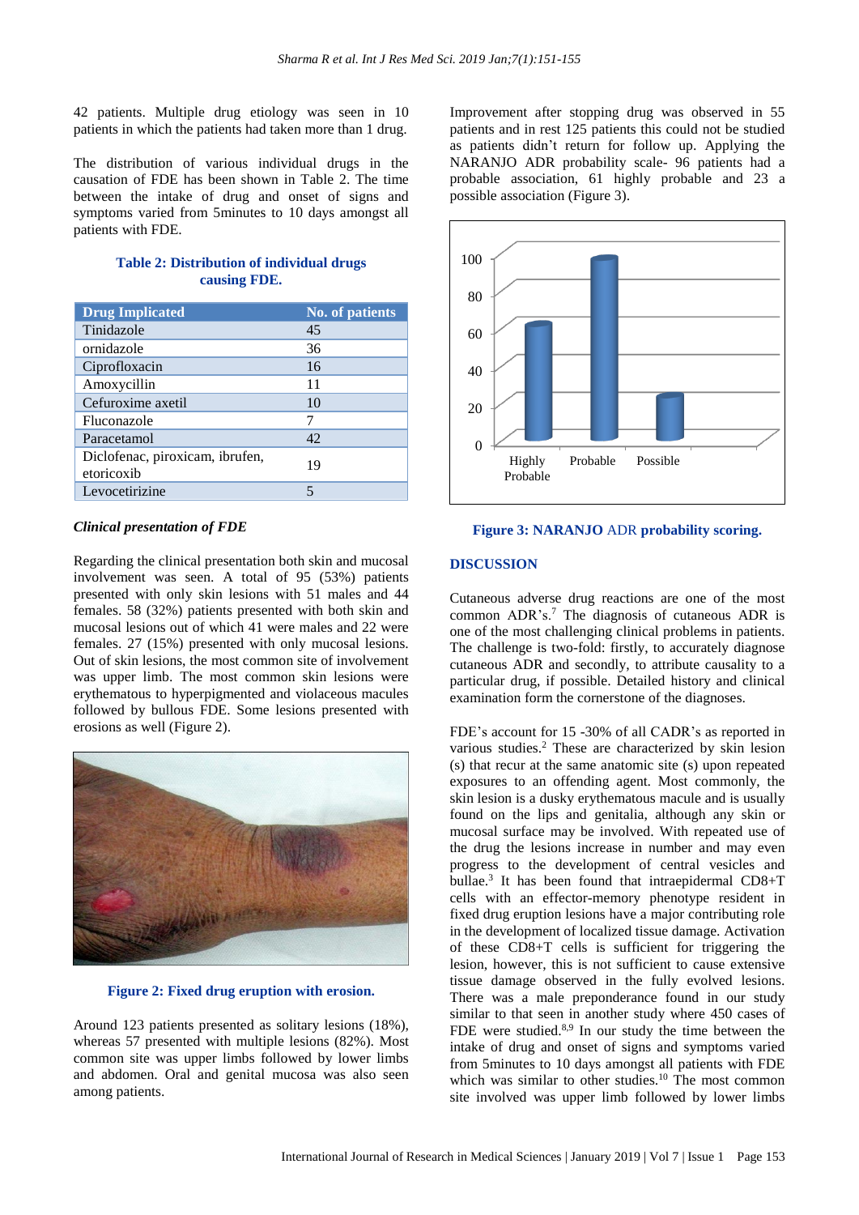42 patients. Multiple drug etiology was seen in 10 patients in which the patients had taken more than 1 drug.

The distribution of various individual drugs in the causation of FDE has been shown in Table 2. The time between the intake of drug and onset of signs and symptoms varied from 5minutes to 10 days amongst all patients with FDE.

**Table 2: Distribution of individual drugs causing FDE.**

| Drug Implicated | No. of patients |
|---|---|
| Tinidazole | 45 |
| ornidazole | 36 |
| Ciprofloxacin | 16 |
| Amoxycillin | 11 |
| Cefuroxime axetil | 10 |
| Fluconazole | 7 |
| Paracetamol | 42 |
| Diclofenac, piroxicam, ibrufen, etoricoxib | 19 |
| Levocetirizine | 5 |

### *Clinical presentation of FDE*

Regarding the clinical presentation both skin and mucosal involvement was seen. A total of 95 (53%) patients presented with only skin lesions with 51 males and 44 females. 58 (32%) patients presented with both skin and mucosal lesions out of which 41 were males and 22 were females. 27 (15%) presented with only mucosal lesions. Out of skin lesions, the most common site of involvement was upper limb. The most common skin lesions were erythematous to hyperpigmented and violaceous macules followed by bullous FDE. Some lesions presented with erosions as well (Figure 2).

**Figure 2: Fixed drug eruption with erosion.**

Around 123 patients presented as solitary lesions (18%), whereas 57 presented with multiple lesions (82%). Most common site was upper limbs followed by lower limbs and abdomen. Oral and genital mucosa was also seen among patients.

Improvement after stopping drug was observed in 55 patients and in rest 125 patients this could not be studied as patients didn't return for follow up. Applying the NARANJO ADR probability scale- 96 patients had a probable association, 61 highly probable and 23 a possible association (Figure 3).

**Figure 3: NARANJO ADR probability scoring.**

## DISCUSSION

Cutaneous adverse drug reactions are one of the most common ADR's.[7] The diagnosis of cutaneous ADR is one of the most challenging clinical problems in patients. The challenge is two-fold: firstly, to accurately diagnose cutaneous ADR and secondly, to attribute causality to a particular drug, if possible. Detailed history and clinical examination form the cornerstone of the diagnoses.

FDE's account for 15 -30% of all CADR's as reported in various studies.[2] These are characterized by skin lesion (s) that recur at the same anatomic site (s) upon repeated exposures to an offending agent. Most commonly, the skin lesion is a dusky erythematous macule and is usually found on the lips and genitalia, although any skin or mucosal surface may be involved. With repeated use of the drug the lesions increase in number and may even progress to the development of central vesicles and bullae.[3] It has been found that intraepidermal CD8+T cells with an effector-memory phenotype resident in fixed drug eruption lesions have a major contributing role in the development of localized tissue damage. Activation of these CD8+T cells is sufficient for triggering the lesion, however, this is not sufficient to cause extensive tissue damage observed in the fully evolved lesions. There was a male preponderance found in our study similar to that seen in another study where 450 cases of FDE were studied.[8,9] In our study the time between the intake of drug and onset of signs and symptoms varied from 5minutes to 10 days amongst all patients with FDE which was similar to other studies.[10] The most common site involved was upper limb followed by lower limbs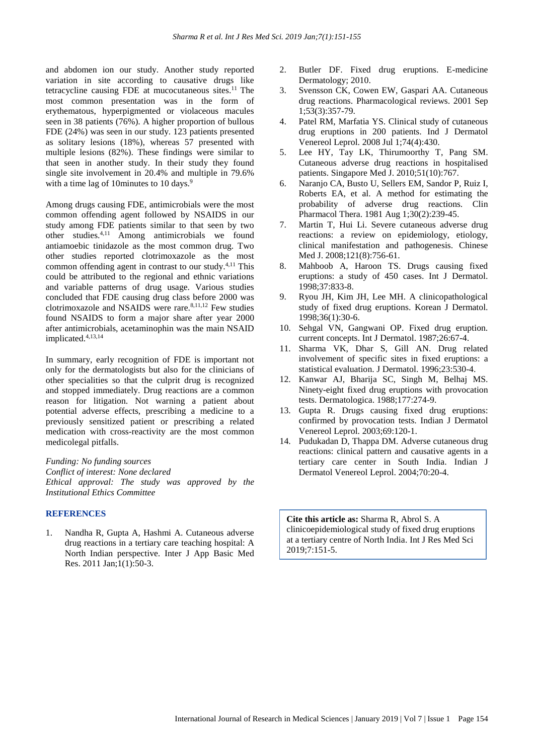and abdomen ion our study. Another study reported variation in site according to causative drugs like tetracycline causing FDE at mucocutaneous sites.[11] The most common presentation was in the form of erythematous, hyperpigmented or violaceous macules seen in 38 patients (76%). A higher proportion of bullous FDE (24%) was seen in our study. 123 patients presented as solitary lesions (18%), whereas 57 presented with multiple lesions (82%). These findings were similar to that seen in another study. In their study they found single site involvement in 20.4% and multiple in 79.6% with a time lag of 10minutes to 10 days.[9]

Among drugs causing FDE, antimicrobials were the most common offending agent followed by NSAIDS in our study among FDE patients similar to that seen by two other studies.[4,11] Among antimicrobials we found antiamoebic tinidazole as the most common drug. Two other studies reported clotrimoxazole as the most common offending agent in contrast to our study.[4,11] This could be attributed to the regional and ethnic variations and variable patterns of drug usage. Various studies concluded that FDE causing drug class before 2000 was clotrimoxazole and NSAIDS were rare.[8,11,12] Few studies found NSAIDS to form a major share after year 2000 after antimicrobials, acetaminophin was the main NSAID implicated.[4,13,14]

In summary, early recognition of FDE is important not only for the dermatologists but also for the clinicians of other specialities so that the culprit drug is recognized and stopped immediately. Drug reactions are a common reason for litigation. Not warning a patient about potential adverse effects, prescribing a medicine to a previously sensitized patient or prescribing a related medication with cross-reactivity are the most common medicolegal pitfalls.

*Funding: No funding sources*
*Conflict of interest: None declared*
*Ethical approval: The study was approved by the Institutional Ethics Committee*

## REFERENCES

1. Nandha R, Gupta A, Hashmi A. Cutaneous adverse drug reactions in a tertiary care teaching hospital: A North Indian perspective. Inter J App Basic Med Res. 2011 Jan;1(1):50-3.
2. Butler DF. Fixed drug eruptions. E-medicine Dermatology; 2010.
3. Svensson CK, Cowen EW, Gaspari AA. Cutaneous drug reactions. Pharmacological reviews. 2001 Sep 1;53(3):357-79.
4. Patel RM, Marfatia YS. Clinical study of cutaneous drug eruptions in 200 patients. Ind J Dermatol Venereol Leprol. 2008 Jul 1;74(4):430.
5. Lee HY, Tay LK, Thirumoorthy T, Pang SM. Cutaneous adverse drug reactions in hospitalised patients. Singapore Med J. 2010;51(10):767.
6. Naranjo CA, Busto U, Sellers EM, Sandor P, Ruiz I, Roberts EA, et al. A method for estimating the probability of adverse drug reactions. Clin Pharmacol Thera. 1981 Aug 1;30(2):239-45.
7. Martin T, Hui Li. Severe cutaneous adverse drug reactions: a review on epidemiology, etiology, clinical manifestation and pathogenesis. Chinese Med J. 2008;121(8):756-61.
8. Mahboob A, Haroon TS. Drugs causing fixed eruptions: a study of 450 cases. Int J Dermatol. 1998;37:833-8.
9. Ryou JH, Kim JH, Lee MH. A clinicopathological study of fixed drug eruptions. Korean J Dermatol. 1998;36(1):30-6.
10. Sehgal VN, Gangwani OP. Fixed drug eruption. current concepts. Int J Dermatol. 1987;26:67-4.
11. Sharma VK, Dhar S, Gill AN. Drug related involvement of specific sites in fixed eruptions: a statistical evaluation. J Dermatol. 1996;23:530-4.
12. Kanwar AJ, Bharija SC, Singh M, Belhaj MS. Ninety-eight fixed drug eruptions with provocation tests. Dermatologica. 1988;177:274-9.
13. Gupta R. Drugs causing fixed drug eruptions: confirmed by provocation tests. Indian J Dermatol Venereol Leprol. 2003;69:120-1.
14. Pudukadan D, Thappa DM. Adverse cutaneous drug reactions: clinical pattern and causative agents in a tertiary care center in South India. Indian J Dermatol Venereol Leprol. 2004;70:20-4.

**Cite this article as:** Sharma R, Abrol S. A clinicoepidemiological study of fixed drug eruptions at a tertiary centre of North India. Int J Res Med Sci 2019;7:151-5.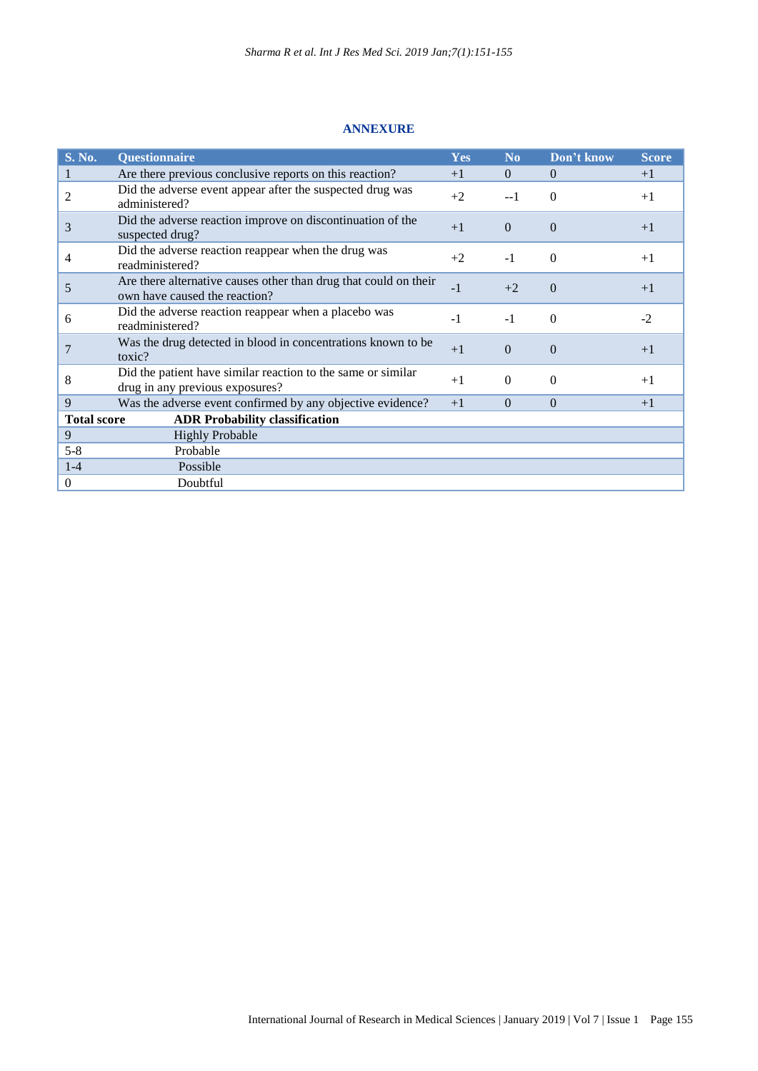## ANNEXURE

| S. No. | Questionnaire | Yes | No | Don't know | Score |
|---|---|---|---|---|---|
| 1 | Are there previous conclusive reports on this reaction? | +1 | 0 | 0 | +1 |
| 2 | Did the adverse event appear after the suspected drug was administered? | +2 | --1 | 0 | +1 |
| 3 | Did the adverse reaction improve on discontinuation of the suspected drug? | +1 | 0 | 0 | +1 |
| 4 | Did the adverse reaction reappear when the drug was readministered? | +2 | -1 | 0 | +1 |
| 5 | Are there alternative causes other than drug that could on their own have caused the reaction? | -1 | +2 | 0 | +1 |
| 6 | Did the adverse reaction reappear when a placebo was readministered? | -1 | -1 | 0 | -2 |
| 7 | Was the drug detected in blood in concentrations known to be toxic? | +1 | 0 | 0 | +1 |
| 8 | Did the patient have similar reaction to the same or similar drug in any previous exposures? | +1 | 0 | 0 | +1 |
| 9 | Was the adverse event confirmed by any objective evidence? | +1 | 0 | 0 | +1 |
| **Total score** | **ADR Probability classification** | | | | |
| 9 | Highly Probable | | | | |
| 5-8 | Probable | | | | |
| 1-4 | Possible | | | | |
| 0 | Doubtful | | | | |